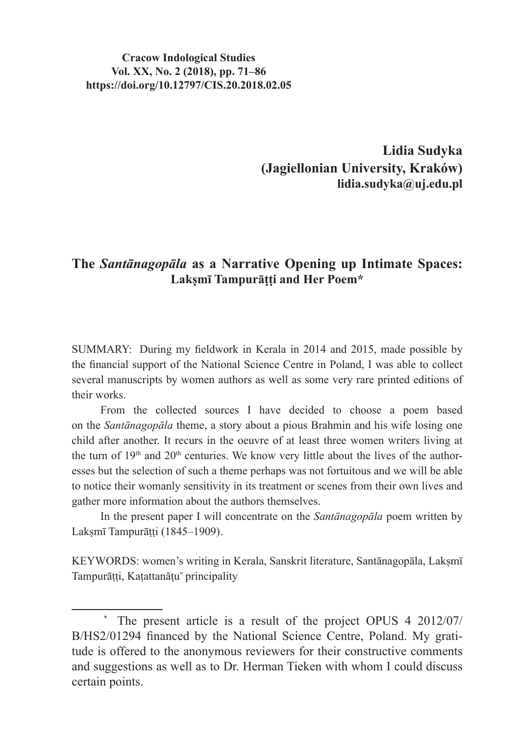**Cracow Indological Studies**
**Vol. XX, No. 2 (2018), pp. 71–86**
**https://doi.org/10.12797/CIS.20.2018.02.05**

**Lidia Sudyka**
**(Jagiellonian University, Kraków)**
**lidia.sudyka@uj.edu.pl**

# The *Santānagopāla* as a Narrative Opening up Intimate Spaces: Lakṣmī Tampurāṭṭi and Her Poem*

SUMMARY: During my fieldwork in Kerala in 2014 and 2015, made possible by the financial support of the National Science Centre in Poland, I was able to collect several manuscripts by women authors as well as some very rare printed editions of their works.

From the collected sources I have decided to choose a poem based on the *Santānagopāla* theme, a story about a pious Brahmin and his wife losing one child after another. It recurs in the oeuvre of at least three women writers living at the turn of 19th and 20th centuries. We know very little about the lives of the authoresses but the selection of such a theme perhaps was not fortuitous and we will be able to notice their womanly sensitivity in its treatment or scenes from their own lives and gather more information about the authors themselves.

In the present paper I will concentrate on the *Santānagopāla* poem written by Lakṣmī Tampurāṭṭi (1845–1909).

KEYWORDS: women's writing in Kerala, Sanskrit literature, Santānagopāla, Lakṣmī Tampurāṭṭi, Kaṭattanāṭŭ principality

---

\* The present article is a result of the project OPUS 4 2012/07/B/HS2/01294 financed by the National Science Centre, Poland. My gratitude is offered to the anonymous reviewers for their constructive comments and suggestions as well as to Dr. Herman Tieken with whom I could discuss certain points.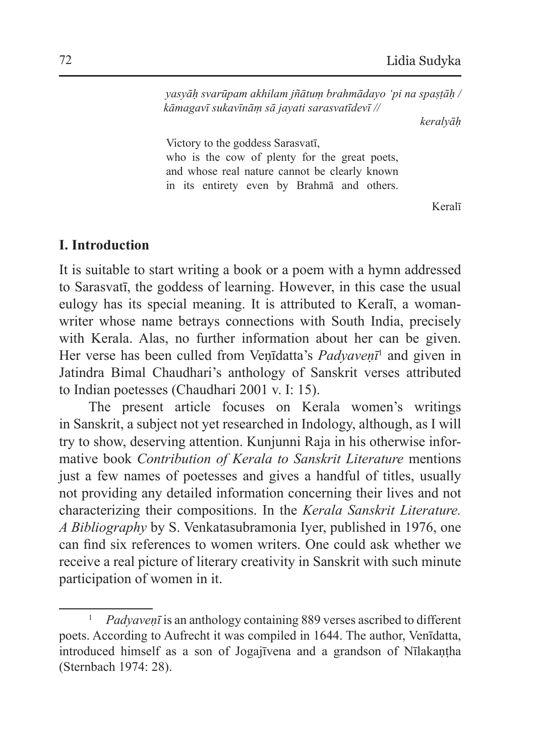*yasyāḥ svarūpam akhilam jñātuṃ brahmādayo 'pi na spaṣṭāḥ /*
*kāmagavī sukavīnāṃ sā jayati sarasvatīdevī //*

*keralyāḥ*

Victory to the goddess Sarasvatī,
who is the cow of plenty for the great poets,
and whose real nature cannot be clearly known
in its entirety even by Brahmā and others.

Keralī

## I. Introduction

It is suitable to start writing a book or a poem with a hymn addressed to Sarasvatī, the goddess of learning. However, in this case the usual eulogy has its special meaning. It is attributed to Keralī, a woman-writer whose name betrays connections with South India, precisely with Kerala. Alas, no further information about her can be given. Her verse has been culled from Veṇīdatta's *Padyaveṇī*[1] and given in Jatindra Bimal Chaudhari's anthology of Sanskrit verses attributed to Indian poetesses (Chaudhari 2001 v. I: 15).

The present article focuses on Kerala women's writings in Sanskrit, a subject not yet researched in Indology, although, as I will try to show, deserving attention. Kunjunni Raja in his otherwise informative book *Contribution of Kerala to Sanskrit Literature* mentions just a few names of poetesses and gives a handful of titles, usually not providing any detailed information concerning their lives and not characterizing their compositions. In the *Kerala Sanskrit Literature. A Bibliography* by S. Venkatasubramonia Iyer, published in 1976, one can find six references to women writers. One could ask whether we receive a real picture of literary creativity in Sanskrit with such minute participation of women in it.

---

[1] *Padyaveṇī* is an anthology containing 889 verses ascribed to different poets. According to Aufrecht it was compiled in 1644. The author, Venīdatta, introduced himself as a son of Jogajīvena and a grandson of Nīlakaṇṭha (Sternbach 1974: 28).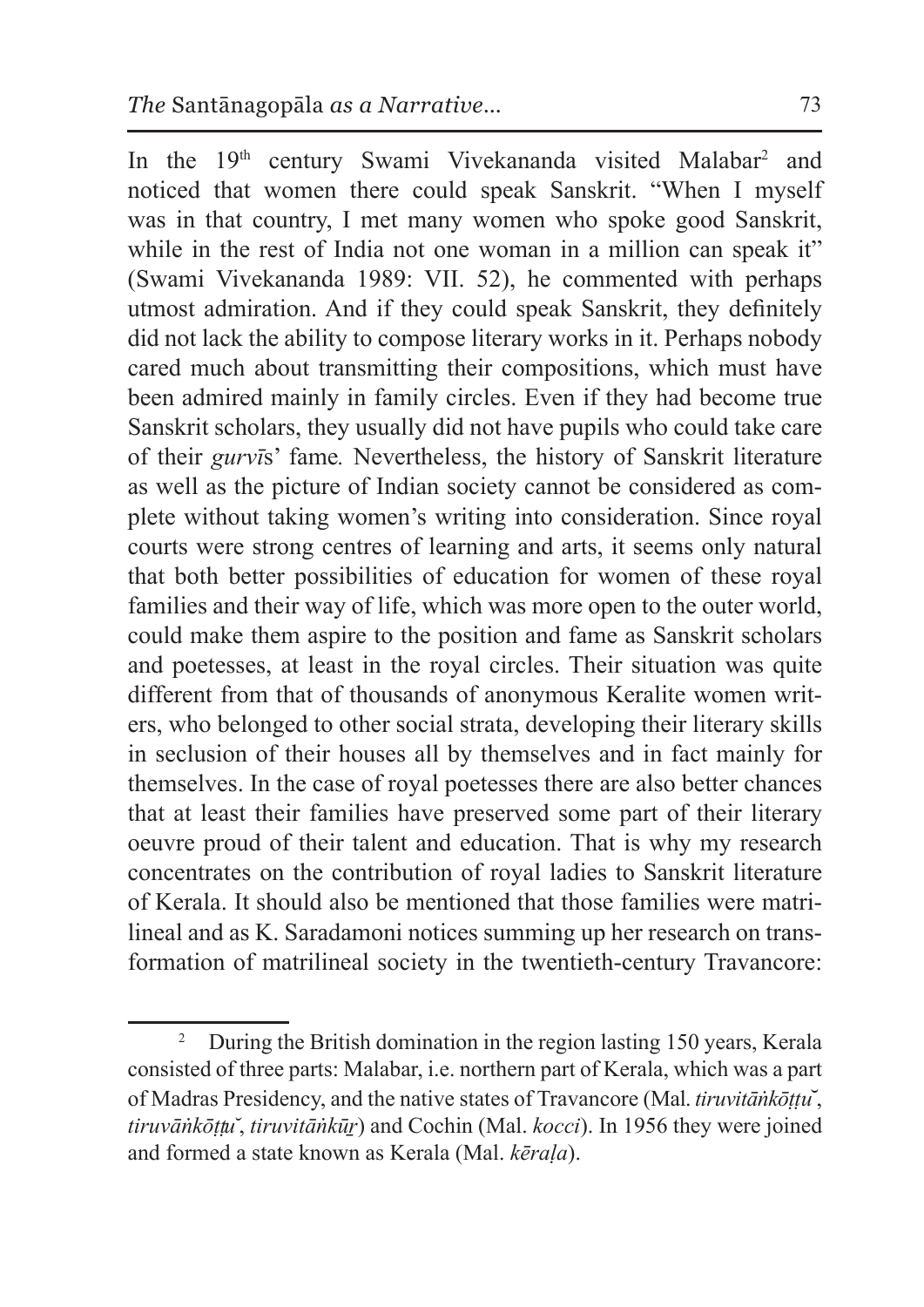In the 19th century Swami Vivekananda visited Malabar[2] and noticed that women there could speak Sanskrit. "When I myself was in that country, I met many women who spoke good Sanskrit, while in the rest of India not one woman in a million can speak it" (Swami Vivekananda 1989: VII. 52), he commented with perhaps utmost admiration. And if they could speak Sanskrit, they definitely did not lack the ability to compose literary works in it. Perhaps nobody cared much about transmitting their compositions, which must have been admired mainly in family circles. Even if they had become true Sanskrit scholars, they usually did not have pupils who could take care of their *gurvī*s' fame*.* Nevertheless, the history of Sanskrit literature as well as the picture of Indian society cannot be considered as complete without taking women's writing into consideration. Since royal courts were strong centres of learning and arts, it seems only natural that both better possibilities of education for women of these royal families and their way of life, which was more open to the outer world, could make them aspire to the position and fame as Sanskrit scholars and poetesses, at least in the royal circles. Their situation was quite different from that of thousands of anonymous Keralite women writers, who belonged to other social strata, developing their literary skills in seclusion of their houses all by themselves and in fact mainly for themselves. In the case of royal poetesses there are also better chances that at least their families have preserved some part of their literary oeuvre proud of their talent and education. That is why my research concentrates on the contribution of royal ladies to Sanskrit literature of Kerala. It should also be mentioned that those families were matrilineal and as K. Saradamoni notices summing up her research on transformation of matrilineal society in the twentieth-century Travancore:

---

[2] During the British domination in the region lasting 150 years, Kerala consisted of three parts: Malabar, i.e. northern part of Kerala, which was a part of Madras Presidency, and the native states of Travancore (Mal. *tiruvitāṅkōṭṭu˘*, *tiruvāṅkōṭṭu˘*, *tiruvitāṅkūṟ*) and Cochin (Mal. *kocci*). In 1956 they were joined and formed a state known as Kerala (Mal. *kēraḷa*).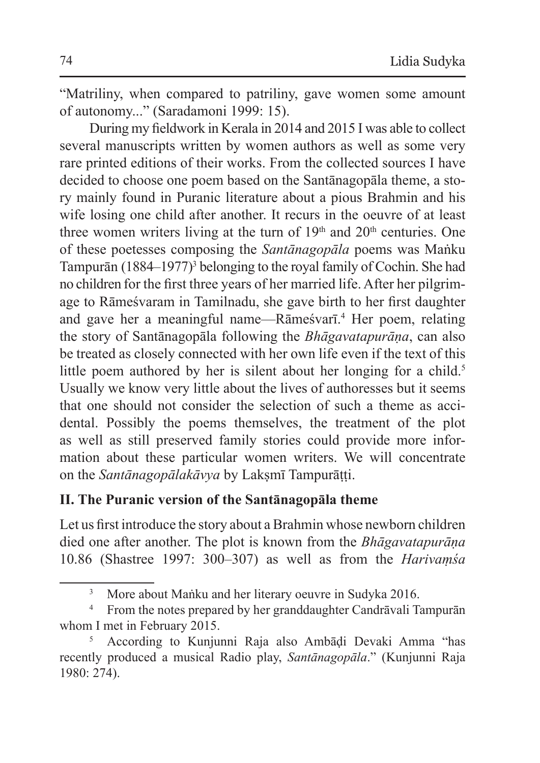"Matriliny, when compared to patriliny, gave women some amount of autonomy..." (Saradamoni 1999: 15).

During my fieldwork in Kerala in 2014 and 2015 I was able to collect several manuscripts written by women authors as well as some very rare printed editions of their works. From the collected sources I have decided to choose one poem based on the Santānagopāla theme, a story mainly found in Puranic literature about a pious Brahmin and his wife losing one child after another. It recurs in the oeuvre of at least three women writers living at the turn of 19th and 20th centuries. One of these poetesses composing the *Santānagopāla* poems was Maṅku Tampurān (1884–1977)[3] belonging to the royal family of Cochin. She had no children for the first three years of her married life. After her pilgrimage to Rāmeśvaram in Tamilnadu, she gave birth to her first daughter and gave her a meaningful name—Rāmeśvarī.[4] Her poem, relating the story of Santānagopāla following the *Bhāgavatapurāṇa*, can also be treated as closely connected with her own life even if the text of this little poem authored by her is silent about her longing for a child.[5] Usually we know very little about the lives of authoresses but it seems that one should not consider the selection of such a theme as accidental. Possibly the poems themselves, the treatment of the plot as well as still preserved family stories could provide more information about these particular women writers. We will concentrate on the *Santānagopālakāvya* by Lakṣmī Tampurāṭṭi.

## II. The Puranic version of the Santānagopāla theme

Let us first introduce the story about a Brahmin whose newborn children died one after another. The plot is known from the *Bhāgavatapurāṇa* 10.86 (Shastree 1997: 300–307) as well as from the *Harivaṃśa*

---

[3] More about Maṅku and her literary oeuvre in Sudyka 2016.

[4] From the notes prepared by her granddaughter Candrāvali Tampurān whom I met in February 2015.

[5] According to Kunjunni Raja also Ambāḍi Devaki Amma "has recently produced a musical Radio play, *Santānagopāla*." (Kunjunni Raja 1980: 274).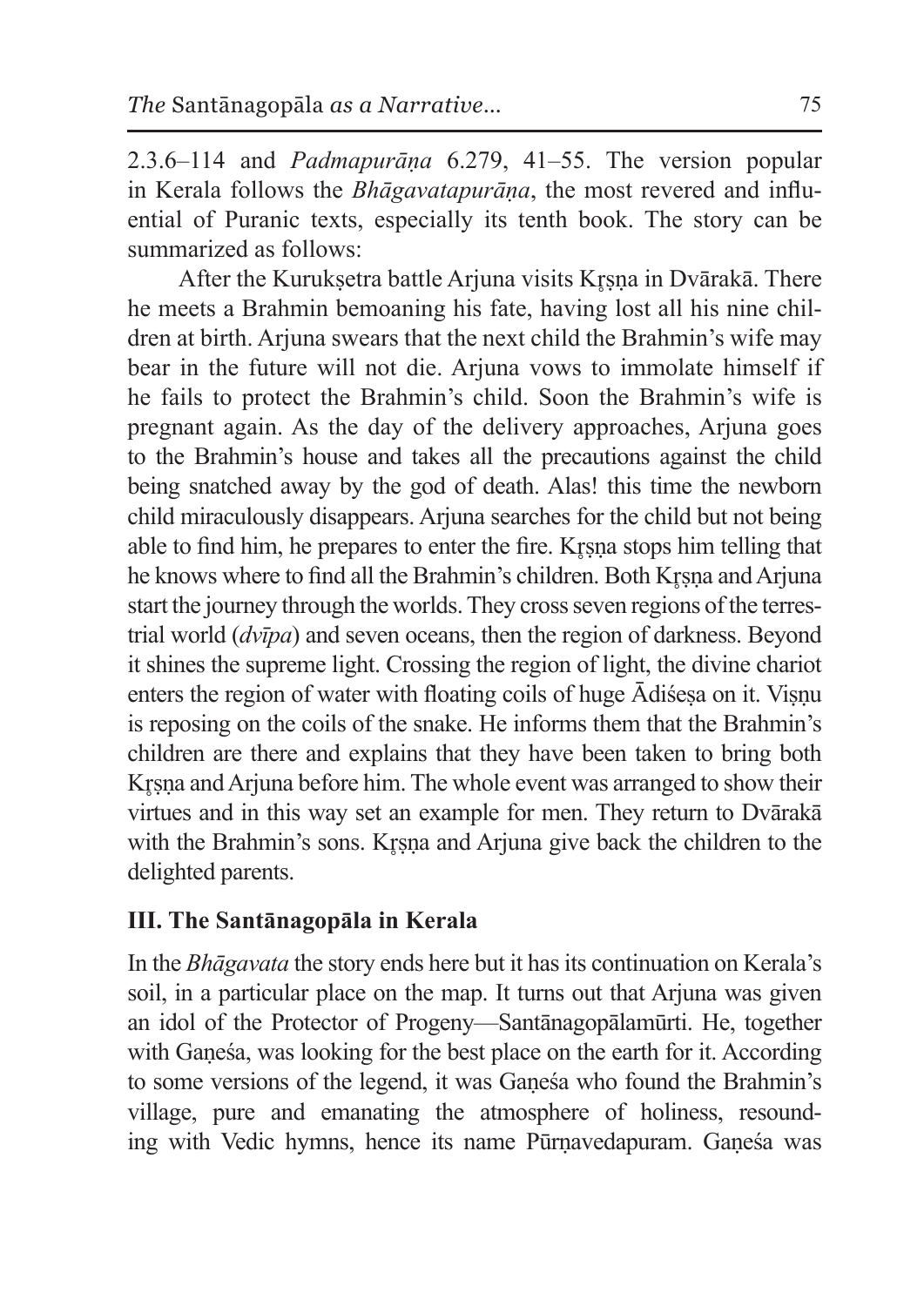2.3.6–114 and *Padmapurāṇa* 6.279, 41–55. The version popular in Kerala follows the *Bhāgavatapurāṇa*, the most revered and influential of Puranic texts, especially its tenth book. The story can be summarized as follows:

After the Kurukṣetra battle Arjuna visits Kṛṣṇa in Dvārakā. There he meets a Brahmin bemoaning his fate, having lost all his nine children at birth. Arjuna swears that the next child the Brahmin's wife may bear in the future will not die. Arjuna vows to immolate himself if he fails to protect the Brahmin's child. Soon the Brahmin's wife is pregnant again. As the day of the delivery approaches, Arjuna goes to the Brahmin's house and takes all the precautions against the child being snatched away by the god of death. Alas! this time the newborn child miraculously disappears. Arjuna searches for the child but not being able to find him, he prepares to enter the fire. Kṛṣṇa stops him telling that he knows where to find all the Brahmin's children. Both Kṛṣṇa and Arjuna start the journey through the worlds. They cross seven regions of the terrestrial world (*dvīpa*) and seven oceans, then the region of darkness. Beyond it shines the supreme light. Crossing the region of light, the divine chariot enters the region of water with floating coils of huge Ādiśeṣa on it. Viṣṇu is reposing on the coils of the snake. He informs them that the Brahmin's children are there and explains that they have been taken to bring both Kṛṣṇa and Arjuna before him. The whole event was arranged to show their virtues and in this way set an example for men. They return to Dvārakā with the Brahmin's sons. Kṛṣṇa and Arjuna give back the children to the delighted parents.

## III. The Santānagopāla in Kerala

In the *Bhāgavata* the story ends here but it has its continuation on Kerala's soil, in a particular place on the map. It turns out that Arjuna was given an idol of the Protector of Progeny—Santānagopālamūrti. He, together with Gaṇeśa, was looking for the best place on the earth for it. According to some versions of the legend, it was Gaṇeśa who found the Brahmin's village, pure and emanating the atmosphere of holiness, resounding with Vedic hymns, hence its name Pūrṇavedapuram. Gaṇeśa was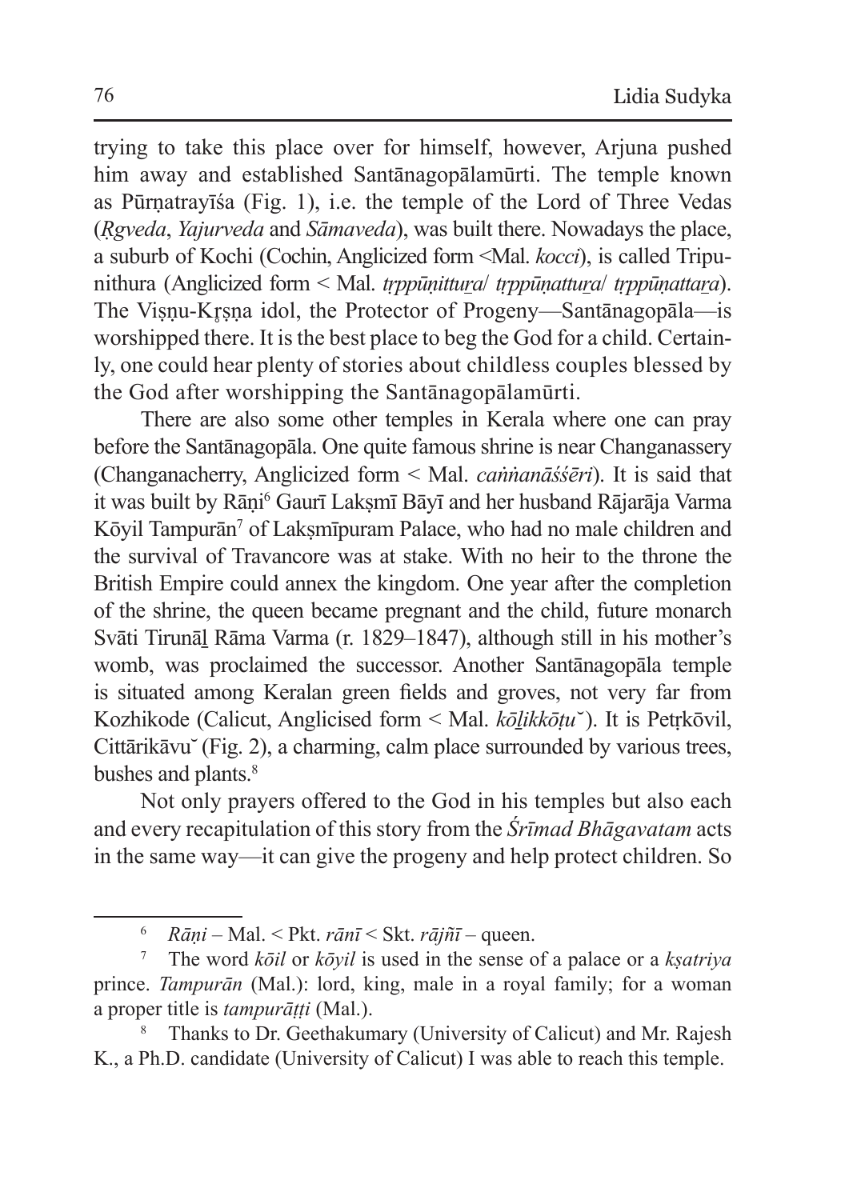trying to take this place over for himself, however, Arjuna pushed him away and established Santānagopālamūrti. The temple known as Pūrṇatrayīśa (Fig. 1), i.e. the temple of the Lord of Three Vedas (*Ṛgveda*, *Yajurveda* and *Sāmaveda*), was built there. Nowadays the place, a suburb of Kochi (Cochin, Anglicized form <Mal. *kocci*), is called Tripunithura (Anglicized form < Mal. *tṛppūṇittuṟa*/ *tṛppūṇattuṟa*/ *tṛppūṇattaṟa*). The Viṣṇu-Kṛṣṇa idol, the Protector of Progeny—Santānagopāla—is worshipped there. It is the best place to beg the God for a child. Certainly, one could hear plenty of stories about childless couples blessed by the God after worshipping the Santānagopālamūrti.

There are also some other temples in Kerala where one can pray before the Santānagopāla. One quite famous shrine is near Changanassery (Changanacherry, Anglicized form < Mal. *caṅṅanāśśēri*). It is said that it was built by Rāṇi[6] Gaurī Lakṣmī Bāyī and her husband Rājarāja Varma Kōyil Tampurān[7] of Lakṣmīpuram Palace, who had no male children and the survival of Travancore was at stake. With no heir to the throne the British Empire could annex the kingdom. One year after the completion of the shrine, the queen became pregnant and the child, future monarch Svāti Tirunāḻ Rāma Varma (r. 1829–1847), although still in his mother's womb, was proclaimed the successor. Another Santānagopāla temple is situated among Keralan green fields and groves, not very far from Kozhikode (Calicut, Anglicised form < Mal. *kōḻikkōṭu˘*). It is Peṭṛkōvil, Cittārikāvu˘ (Fig. 2), a charming, calm place surrounded by various trees, bushes and plants.[8]

Not only prayers offered to the God in his temples but also each and every recapitulation of this story from the *Śrīmad Bhāgavatam* acts in the same way—it can give the progeny and help protect children. So

---

[6] *Rāṇi* – Mal. < Pkt. *rānī* < Skt. *rājñī* – queen.

[7] The word *kōil* or *kōyil* is used in the sense of a palace or a *kṣatriya* prince. *Tampurān* (Mal.): lord, king, male in a royal family; for a woman a proper title is *tampurāṭṭi* (Mal.).

[8] Thanks to Dr. Geethakumary (University of Calicut) and Mr. Rajesh K., a Ph.D. candidate (University of Calicut) I was able to reach this temple.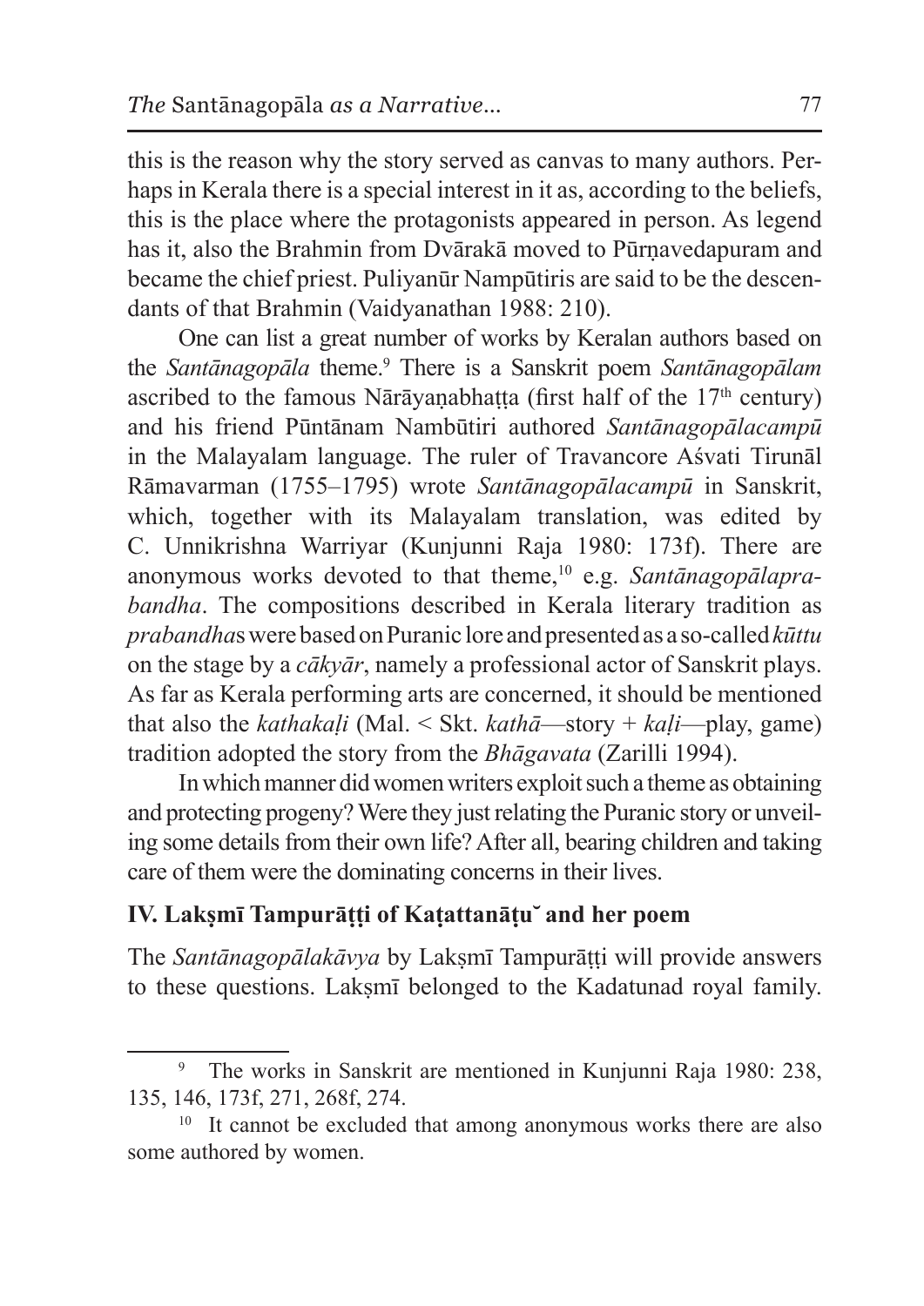this is the reason why the story served as canvas to many authors. Perhaps in Kerala there is a special interest in it as, according to the beliefs, this is the place where the protagonists appeared in person. As legend has it, also the Brahmin from Dvārakā moved to Pūrṇavedapuram and became the chief priest. Puliyanūr Nampūtiris are said to be the descendants of that Brahmin (Vaidyanathan 1988: 210).

One can list a great number of works by Keralan authors based on the *Santānagopāla* theme.[9] There is a Sanskrit poem *Santānagopālam* ascribed to the famous Nārāyaṇabhaṭṭa (first half of the 17th century) and his friend Pūntānam Nambūtiri authored *Santānagopālacampū* in the Malayalam language. The ruler of Travancore Aśvati Tirunāl Rāmavarman (1755–1795) wrote *Santānagopālacampū* in Sanskrit, which, together with its Malayalam translation, was edited by C. Unnikrishna Warriyar (Kunjunni Raja 1980: 173f). There are anonymous works devoted to that theme,[10] e.g. *Santānagopālaprabandha*. The compositions described in Kerala literary tradition as *prabandha*s were based on Puranic lore and presented as a so-called *kūttu* on the stage by a *cākyār*, namely a professional actor of Sanskrit plays. As far as Kerala performing arts are concerned, it should be mentioned that also the *kathakaḷi* (Mal. < Skt. *kathā*—story + *kaḷi*—play, game) tradition adopted the story from the *Bhāgavata* (Zarilli 1994).

In which manner did women writers exploit such a theme as obtaining and protecting progeny? Were they just relating the Puranic story or unveiling some details from their own life? After all, bearing children and taking care of them were the dominating concerns in their lives.

## IV. Lakṣmī Tampurāṭṭi of Kaṭattanāṭŭ and her poem

The *Santānagopālakāvya* by Lakṣmī Tampurāṭṭi will provide answers to these questions. Lakṣmī belonged to the Kadatunad royal family.

---

[9] The works in Sanskrit are mentioned in Kunjunni Raja 1980: 238, 135, 146, 173f, 271, 268f, 274.

[10] It cannot be excluded that among anonymous works there are also some authored by women.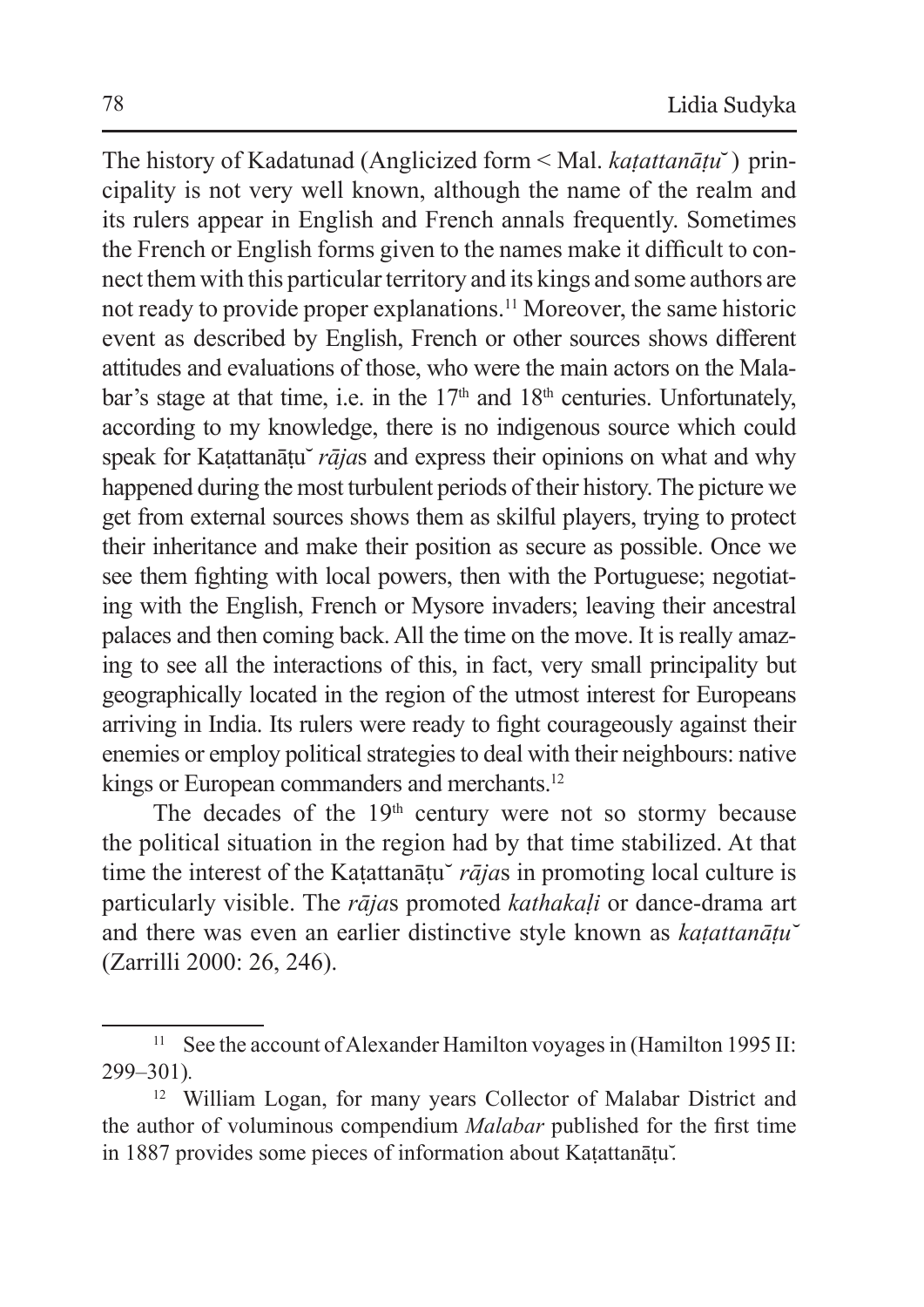The history of Kadatunad (Anglicized form < Mal. *kaṭattanāṭu˘*) principality is not very well known, although the name of the realm and its rulers appear in English and French annals frequently. Sometimes the French or English forms given to the names make it difficult to connect them with this particular territory and its kings and some authors are not ready to provide proper explanations.[11] Moreover, the same historic event as described by English, French or other sources shows different attitudes and evaluations of those, who were the main actors on the Malabar's stage at that time, i.e. in the 17th and 18th centuries. Unfortunately, according to my knowledge, there is no indigenous source which could speak for Kaṭattanāṭu˘ *rāja*s and express their opinions on what and why happened during the most turbulent periods of their history. The picture we get from external sources shows them as skilful players, trying to protect their inheritance and make their position as secure as possible. Once we see them fighting with local powers, then with the Portuguese; negotiating with the English, French or Mysore invaders; leaving their ancestral palaces and then coming back. All the time on the move. It is really amazing to see all the interactions of this, in fact, very small principality but geographically located in the region of the utmost interest for Europeans arriving in India. Its rulers were ready to fight courageously against their enemies or employ political strategies to deal with their neighbours: native kings or European commanders and merchants.[12]

The decades of the 19th century were not so stormy because the political situation in the region had by that time stabilized. At that time the interest of the Kaṭattanāṭu˘ *rāja*s in promoting local culture is particularly visible. The *rāja*s promoted *kathakaḷi* or dance-drama art and there was even an earlier distinctive style known as *kaṭattanāṭu˘* (Zarrilli 2000: 26, 246).

---

[11] See the account of Alexander Hamilton voyages in (Hamilton 1995 II: 299–301).

[12] William Logan, for many years Collector of Malabar District and the author of voluminous compendium *Malabar* published for the first time in 1887 provides some pieces of information about Kaṭattanāṭu˘.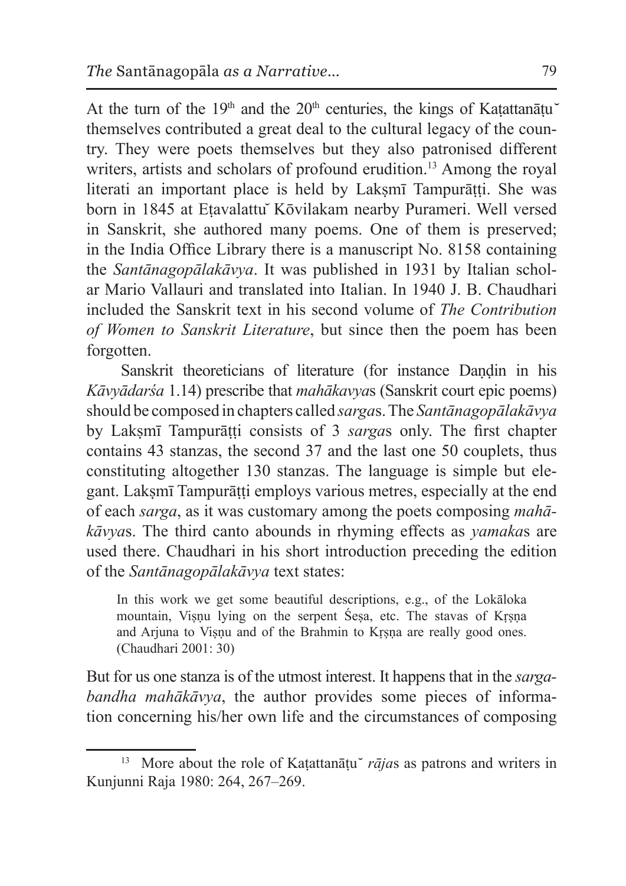At the turn of the 19[th] and the 20[th] centuries, the kings of Kaṭattanāṭu˘ themselves contributed a great deal to the cultural legacy of the country. They were poets themselves but they also patronised different writers, artists and scholars of profound erudition.[13] Among the royal literati an important place is held by Lakṣmī Tampurāṭṭi. She was born in 1845 at Eṭavalattu˘ Kōvilakam nearby Purameri. Well versed in Sanskrit, she authored many poems. One of them is preserved; in the India Office Library there is a manuscript No. 8158 containing the *Santānagopālakāvya*. It was published in 1931 by Italian scholar Mario Vallauri and translated into Italian. In 1940 J. B. Chaudhari included the Sanskrit text in his second volume of *The Contribution of Women to Sanskrit Literature*, but since then the poem has been forgotten.

Sanskrit theoreticians of literature (for instance Daṇḍin in his *Kāvyādarśa* 1.14) prescribe that *mahākavya*s (Sanskrit court epic poems) should be composed in chapters called *sarga*s. The *Santānagopālakāvya* by Lakṣmī Tampurāṭṭi consists of 3 *sarga*s only. The first chapter contains 43 stanzas, the second 37 and the last one 50 couplets, thus constituting altogether 130 stanzas. The language is simple but elegant. Lakṣmī Tampurāṭṭi employs various metres, especially at the end of each *sarga*, as it was customary among the poets composing *mahākāvya*s. The third canto abounds in rhyming effects as *yamaka*s are used there. Chaudhari in his short introduction preceding the edition of the *Santānagopālakāvya* text states:

> In this work we get some beautiful descriptions, e.g., of the Lokāloka mountain, Viṣṇu lying on the serpent Śeṣa, etc. The stavas of Kṛṣṇa and Arjuna to Viṣṇu and of the Brahmin to Kṛṣṇa are really good ones. (Chaudhari 2001: 30)

But for us one stanza is of the utmost interest. It happens that in the *sargabandha mahākāvya*, the author provides some pieces of information concerning his/her own life and the circumstances of composing

---

[13] More about the role of Kaṭattanāṭu˘ *rāja*s as patrons and writers in Kunjunni Raja 1980: 264, 267–269.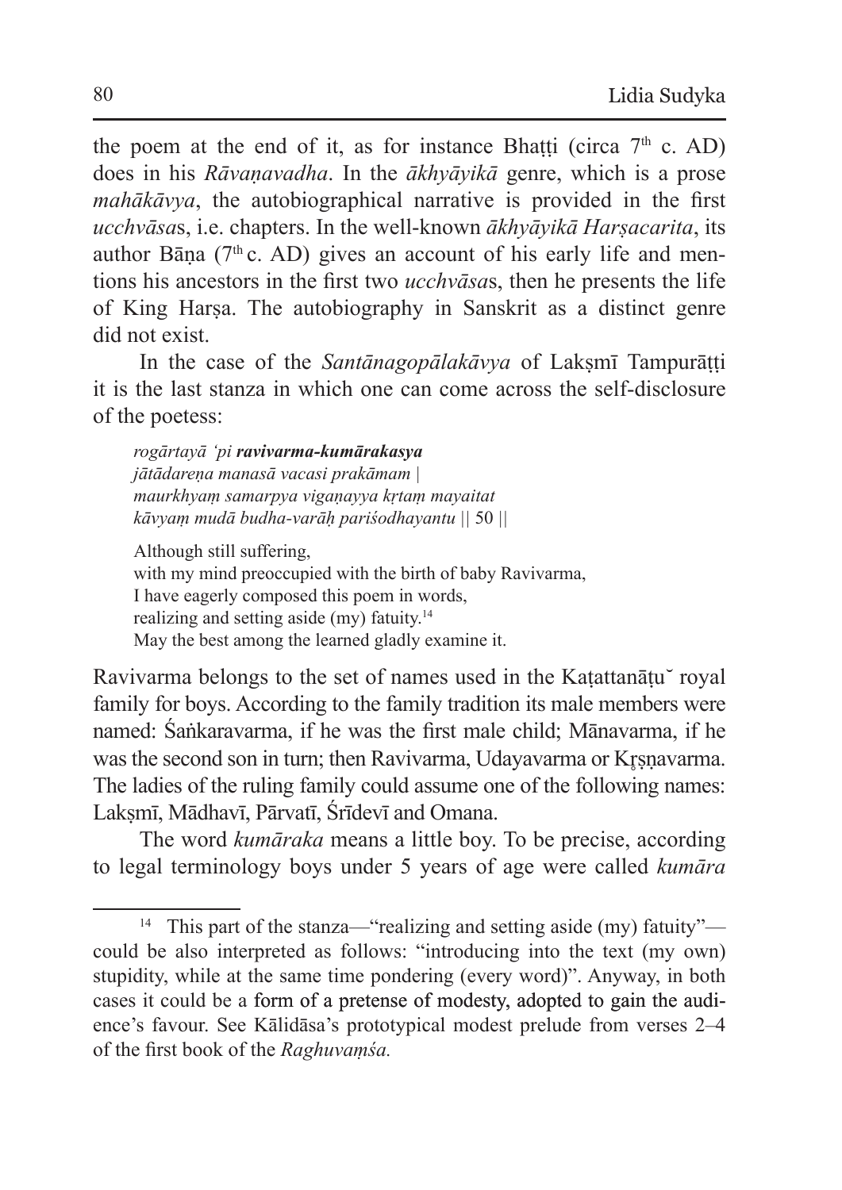the poem at the end of it, as for instance Bhaṭṭi (circa 7th c. AD) does in his *Rāvaṇavadha*. In the *ākhyāyikā* genre, which is a prose *mahākāvya*, the autobiographical narrative is provided in the first *ucchvāsa*s, i.e. chapters. In the well-known *ākhyāyikā Harṣacarita*, its author Bāṇa (7th c. AD) gives an account of his early life and mentions his ancestors in the first two *ucchvāsa*s, then he presents the life of King Harṣa. The autobiography in Sanskrit as a distinct genre did not exist.

In the case of the *Santānagopālakāvya* of Lakṣmī Tampurāṭṭi it is the last stanza in which one can come across the self-disclosure of the poetess:

> *rogārtayā 'pi* ***ravivarma-kumārakasya***
> *jātādareṇa manasā vacasi prakāmam* |
> *maurkhyaṃ samarpya vigaṇayya kṛtaṃ mayaitat*
> *kāvyaṃ mudā budha-varāḥ pariśodhayantu* || 50 ||
>
> Although still suffering,
> with my mind preoccupied with the birth of baby Ravivarma,
> I have eagerly composed this poem in words,
> realizing and setting aside (my) fatuity.[14]
> May the best among the learned gladly examine it.

Ravivarma belongs to the set of names used in the Kaṭattanāṭuˇ royal family for boys. According to the family tradition its male members were named: Śaṅkaravarma, if he was the first male child; Mānavarma, if he was the second son in turn; then Ravivarma, Udayavarma or Kṛṣṇavarma. The ladies of the ruling family could assume one of the following names: Lakṣmī, Mādhavī, Pārvatī, Śrīdevī and Omana.

The word *kumāraka* means a little boy. To be precise, according to legal terminology boys under 5 years of age were called *kumāra*

---

[14] This part of the stanza—"realizing and setting aside (my) fatuity"—could be also interpreted as follows: "introducing into the text (my own) stupidity, while at the same time pondering (every word)". Anyway, in both cases it could be a form of a pretense of modesty, adopted to gain the audience's favour. See Kālidāsa's prototypical modest prelude from verses 2–4 of the first book of the *Raghuvaṃśa.*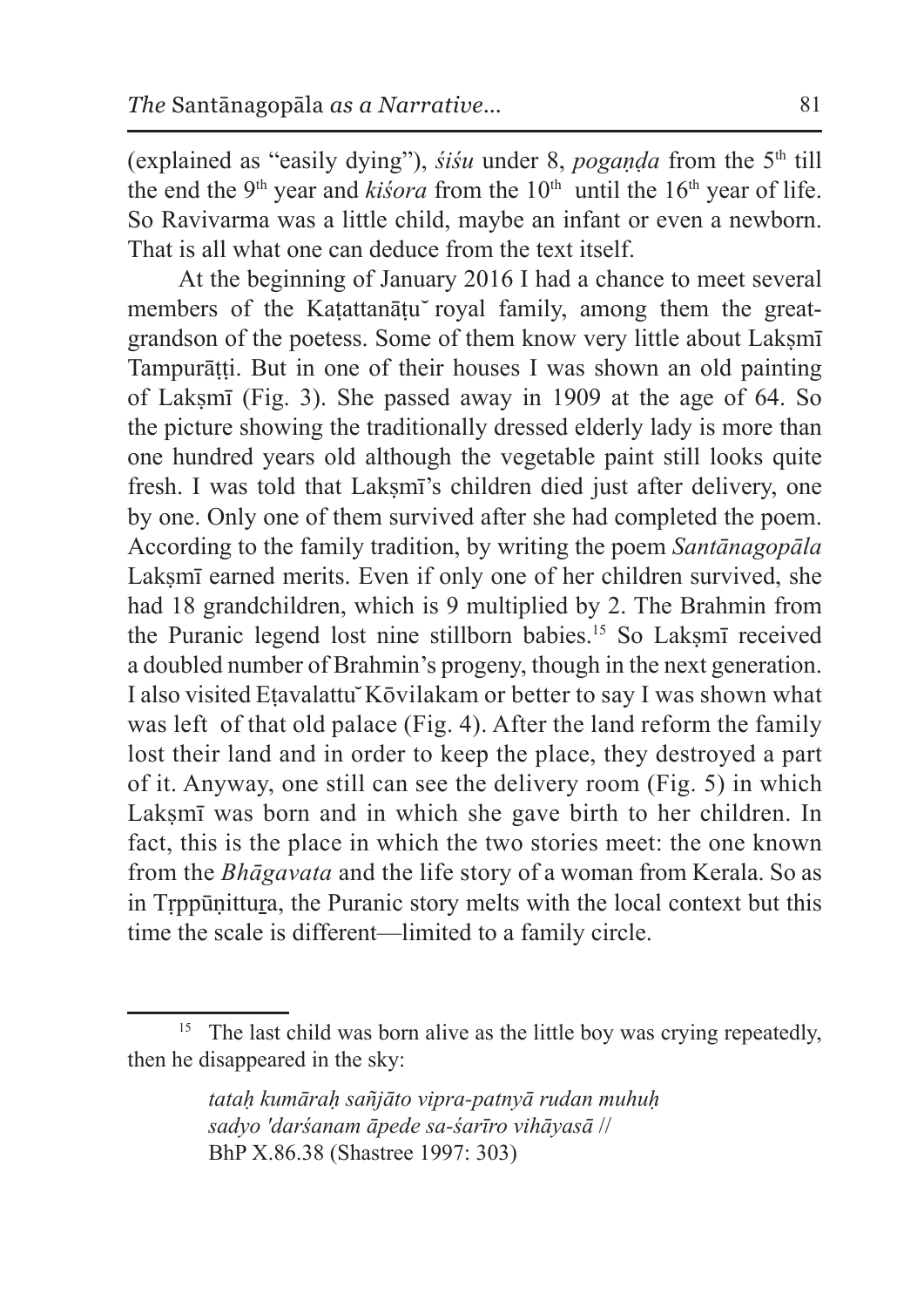(explained as "easily dying"), *śiśu* under 8, *pogaṇḍa* from the 5th till the end the 9th year and *kiśora* from the 10th until the 16th year of life. So Ravivarma was a little child, maybe an infant or even a newborn. That is all what one can deduce from the text itself.

At the beginning of January 2016 I had a chance to meet several members of the Kaṭattanāṭu˘ royal family, among them the great-grandson of the poetess. Some of them know very little about Lakṣmī Tampurāṭṭi. But in one of their houses I was shown an old painting of Lakṣmī (Fig. 3). She passed away in 1909 at the age of 64. So the picture showing the traditionally dressed elderly lady is more than one hundred years old although the vegetable paint still looks quite fresh. I was told that Lakṣmī's children died just after delivery, one by one. Only one of them survived after she had completed the poem. According to the family tradition, by writing the poem *Santānagopāla* Lakṣmī earned merits. Even if only one of her children survived, she had 18 grandchildren, which is 9 multiplied by 2. The Brahmin from the Puranic legend lost nine stillborn babies.[15] So Lakṣmī received a doubled number of Brahmin's progeny, though in the next generation. I also visited Eṭavalattu˘ Kōvilakam or better to say I was shown what was left of that old palace (Fig. 4). After the land reform the family lost their land and in order to keep the place, they destroyed a part of it. Anyway, one still can see the delivery room (Fig. 5) in which Lakṣmī was born and in which she gave birth to her children. In fact, this is the place in which the two stories meet: the one known from the *Bhāgavata* and the life story of a woman from Kerala. So as in Tṛppūṇittuṟa, the Puranic story melts with the local context but this time the scale is different—limited to a family circle.

---

[15] The last child was born alive as the little boy was crying repeatedly, then he disappeared in the sky:

> *tataḥ kumāraḥ sañjāto vipra-patnyā rudan muhuḥ*
> *sadyo 'darśanam āpede sa-śarīro vihāyasā* //
> BhP X.86.38 (Shastree 1997: 303)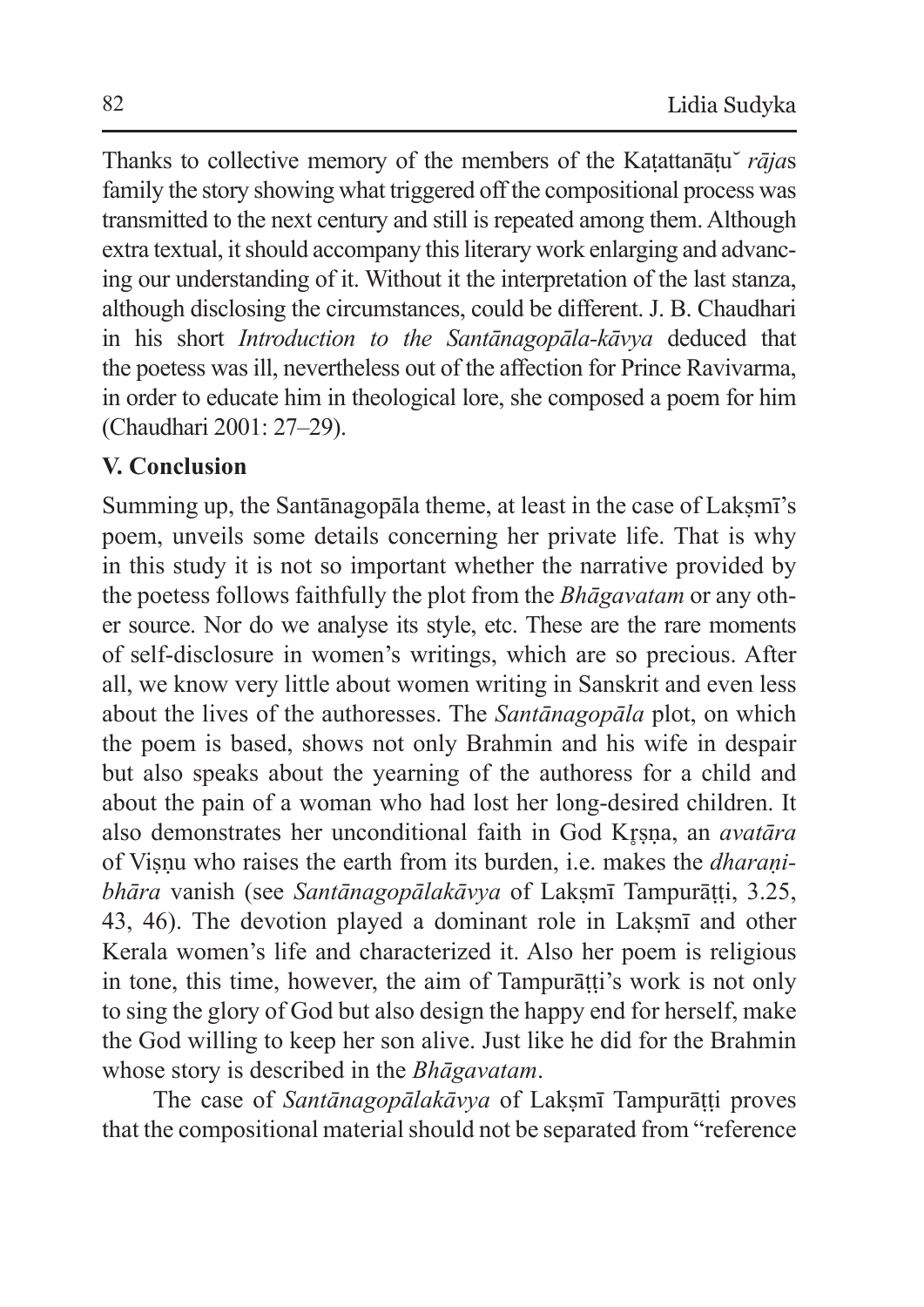Thanks to collective memory of the members of the Kaṭattanāṭuˇ *rāja*s family the story showing what triggered off the compositional process was transmitted to the next century and still is repeated among them. Although extra textual, it should accompany this literary work enlarging and advancing our understanding of it. Without it the interpretation of the last stanza, although disclosing the circumstances, could be different. J. B. Chaudhari in his short *Introduction to the Santānagopāla-kāvya* deduced that the poetess was ill, nevertheless out of the affection for Prince Ravivarma, in order to educate him in theological lore, she composed a poem for him (Chaudhari 2001: 27–29).

## V. Conclusion

Summing up, the Santānagopāla theme, at least in the case of Lakṣmī's poem, unveils some details concerning her private life. That is why in this study it is not so important whether the narrative provided by the poetess follows faithfully the plot from the *Bhāgavatam* or any other source. Nor do we analyse its style, etc. These are the rare moments of self-disclosure in women's writings, which are so precious. After all, we know very little about women writing in Sanskrit and even less about the lives of the authoresses. The *Santānagopāla* plot, on which the poem is based, shows not only Brahmin and his wife in despair but also speaks about the yearning of the authoress for a child and about the pain of a woman who had lost her long-desired children. It also demonstrates her unconditional faith in God Kr̥ṣṇa, an *avatāra* of Viṣṇu who raises the earth from its burden, i.e. makes the *dharaṇibhāra* vanish (see *Santānagopālakāvya* of Lakṣmī Tampurāṭṭi, 3.25, 43, 46). The devotion played a dominant role in Lakṣmī and other Kerala women's life and characterized it. Also her poem is religious in tone, this time, however, the aim of Tampurāṭṭi's work is not only to sing the glory of God but also design the happy end for herself, make the God willing to keep her son alive. Just like he did for the Brahmin whose story is described in the *Bhāgavatam*.

The case of *Santānagopālakāvya* of Lakṣmī Tampurāṭṭi proves that the compositional material should not be separated from "reference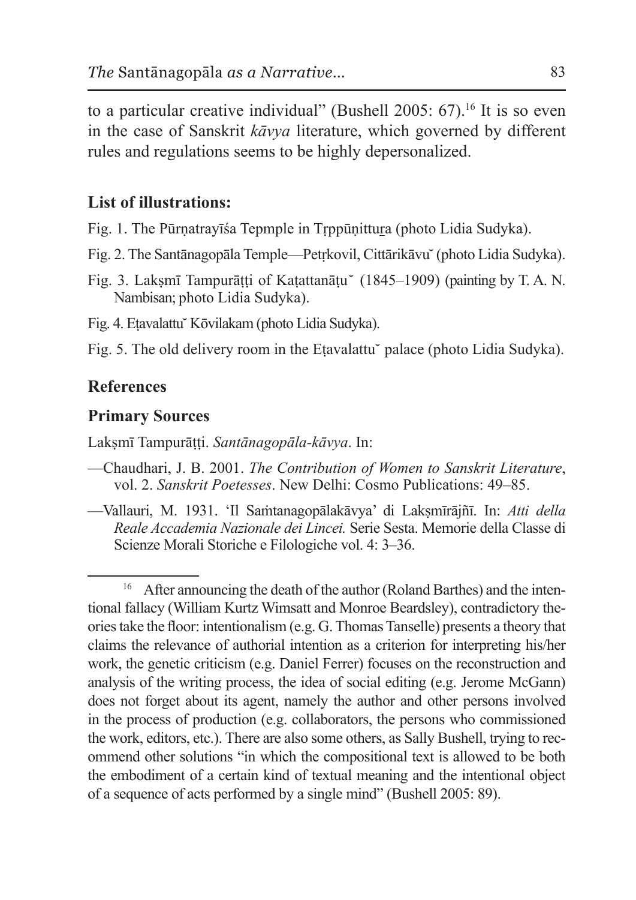to a particular creative individual" (Bushell 2005: 67).[16] It is so even in the case of Sanskrit *kāvya* literature, which governed by different rules and regulations seems to be highly depersonalized.

## List of illustrations:

Fig. 1. The Pūrṇatrayīśa Tepmple in Tṛppūṇittuṟa (photo Lidia Sudyka).

Fig. 2. The Santānagopāla Temple—Petṛkovil, Cittārikāvŭ (photo Lidia Sudyka).

Fig. 3. Lakṣmī Tampurāṭṭi of Kaṭattanāṭŭ (1845–1909) (painting by T. A. N. Nambisan; photo Lidia Sudyka).

Fig. 4. Eṭavalattŭ Kōvilakam (photo Lidia Sudyka).

Fig. 5. The old delivery room in the Eṭavalattŭ palace (photo Lidia Sudyka).

## References

### Primary Sources

Lakṣmī Tampurāṭṭi. *Santānagopāla-kāvya*. In:

—Chaudhari, J. B. 2001. *The Contribution of Women to Sanskrit Literature*, vol. 2. *Sanskrit Poetesses*. New Delhi: Cosmo Publications: 49–85.

—Vallauri, M. 1931. 'Il Saṁtanagopālakāvya' di Lakṣmīrājñī. In: *Atti della Reale Accademia Nazionale dei Lincei.* Serie Sesta. Memorie della Classe di Scienze Morali Storiche e Filologiche vol. 4: 3–36.

---

[16] After announcing the death of the author (Roland Barthes) and the intentional fallacy (William Kurtz Wimsatt and Monroe Beardsley), contradictory theories take the floor: intentionalism (e.g. G. Thomas Tanselle) presents a theory that claims the relevance of authorial intention as a criterion for interpreting his/her work, the genetic criticism (e.g. Daniel Ferrer) focuses on the reconstruction and analysis of the writing process, the idea of social editing (e.g. Jerome McGann) does not forget about its agent, namely the author and other persons involved in the process of production (e.g. collaborators, the persons who commissioned the work, editors, etc.). There are also some others, as Sally Bushell, trying to recommend other solutions "in which the compositional text is allowed to be both the embodiment of a certain kind of textual meaning and the intentional object of a sequence of acts performed by a single mind" (Bushell 2005: 89).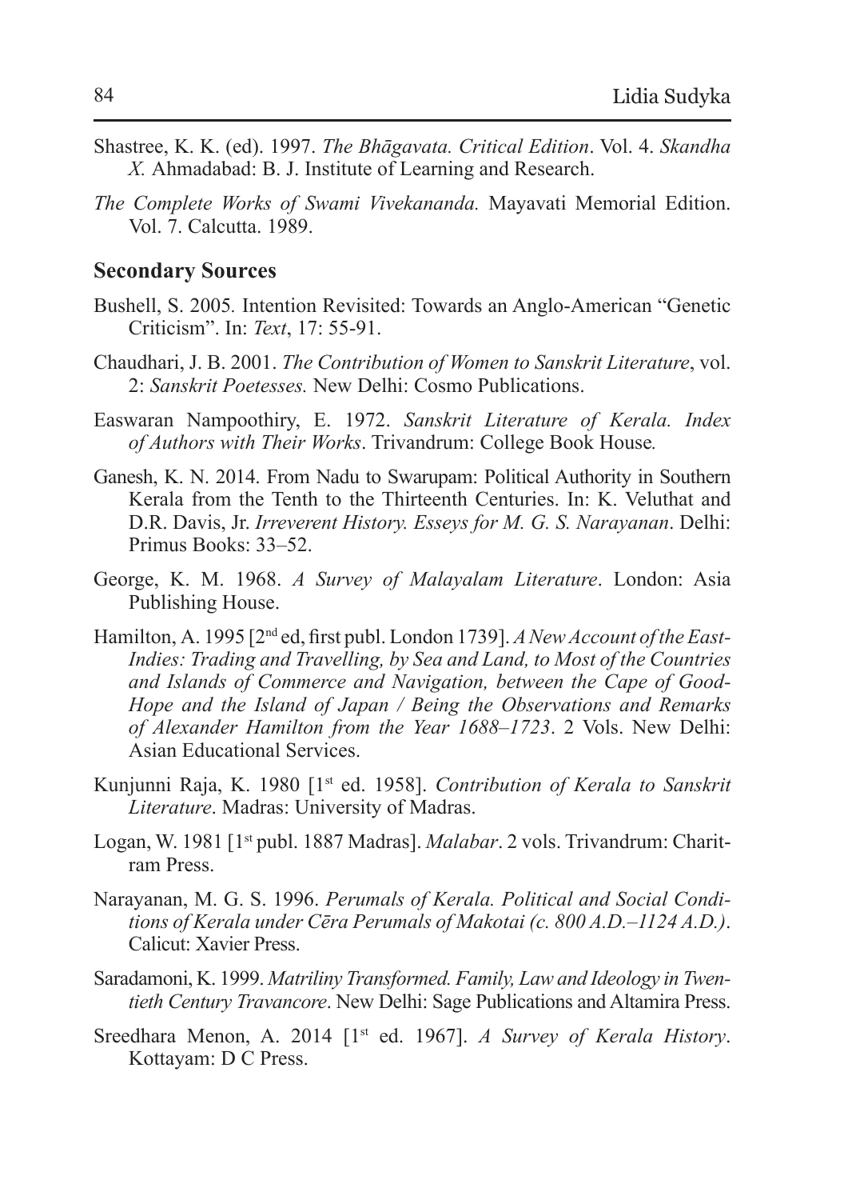Shastree, K. K. (ed). 1997. *The Bhāgavata. Critical Edition*. Vol. 4. *Skandha X.* Ahmadabad: B. J. Institute of Learning and Research.

*The Complete Works of Swami Vivekananda.* Mayavati Memorial Edition. Vol. 7. Calcutta. 1989.

## Secondary Sources

Bushell, S. 2005. Intention Revisited: Towards an Anglo-American "Genetic Criticism". In: *Text*, 17: 55-91.

Chaudhari, J. B. 2001. *The Contribution of Women to Sanskrit Literature*, vol. 2: *Sanskrit Poetesses.* New Delhi: Cosmo Publications.

Easwaran Nampoothiry, E. 1972. *Sanskrit Literature of Kerala. Index of Authors with Their Works*. Trivandrum: College Book House.

Ganesh, K. N. 2014. From Nadu to Swarupam: Political Authority in Southern Kerala from the Tenth to the Thirteenth Centuries. In: K. Veluthat and D.R. Davis, Jr. *Irreverent History. Esseys for M. G. S. Narayanan*. Delhi: Primus Books: 33–52.

George, K. M. 1968. *A Survey of Malayalam Literature*. London: Asia Publishing House.

Hamilton, A. 1995 [2nd ed, first publ. London 1739]. *A New Account of the East-Indies: Trading and Travelling, by Sea and Land, to Most of the Countries and Islands of Commerce and Navigation, between the Cape of Good-Hope and the Island of Japan / Being the Observations and Remarks of Alexander Hamilton from the Year 1688–1723*. 2 Vols. New Delhi: Asian Educational Services.

Kunjunni Raja, K. 1980 [1st ed. 1958]. *Contribution of Kerala to Sanskrit Literature*. Madras: University of Madras.

Logan, W. 1981 [1st publ. 1887 Madras]. *Malabar*. 2 vols. Trivandrum: Charitram Press.

Narayanan, M. G. S. 1996. *Perumals of Kerala. Political and Social Conditions of Kerala under Cēra Perumals of Makotai (c. 800 A.D.–1124 A.D.)*. Calicut: Xavier Press.

Saradamoni, K. 1999. *Matriliny Transformed. Family, Law and Ideology in Twentieth Century Travancore*. New Delhi: Sage Publications and Altamira Press.

Sreedhara Menon, A. 2014 [1st ed. 1967]. *A Survey of Kerala History*. Kottayam: D C Press.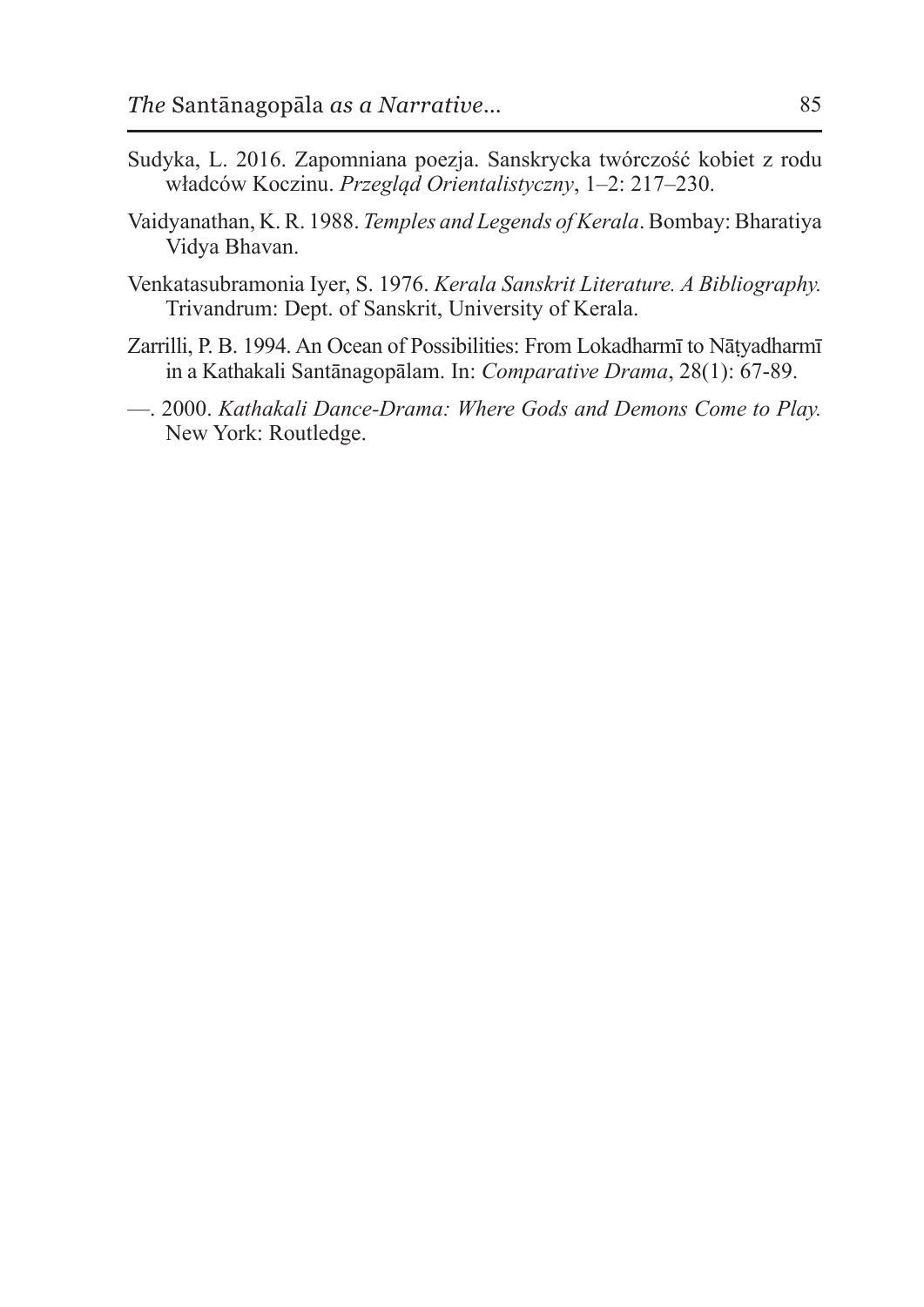Sudyka, L. 2016. Zapomniana poezja. Sanskrycka twórczość kobiet z rodu władców Koczinu. *Przegląd Orientalistyczny*, 1–2: 217–230.

Vaidyanathan, K. R. 1988. *Temples and Legends of Kerala*. Bombay: Bharatiya Vidya Bhavan.

Venkatasubramonia Iyer, S. 1976. *Kerala Sanskrit Literature. A Bibliography.* Trivandrum: Dept. of Sanskrit, University of Kerala.

Zarrilli, P. B. 1994. An Ocean of Possibilities: From Lokadharmī to Nāṭyadharmī in a Kathakali Santānagopālam. In: *Comparative Drama*, 28(1): 67-89.

—. 2000. *Kathakali Dance-Drama: Where Gods and Demons Come to Play.* New York: Routledge.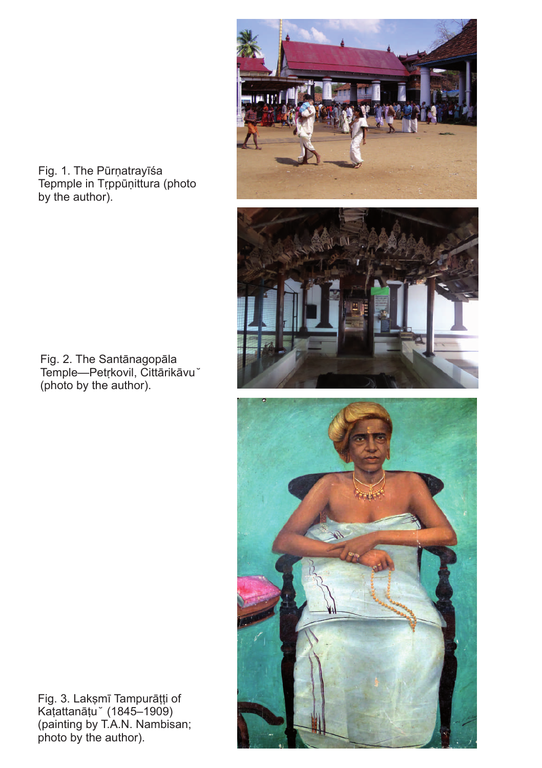Fig. 1. The Pūrṇatrayīśa Tepmple in Tṛppūṇittura (photo by the author).

Fig. 2. The Santānagopāla Temple—Petṛkovil, Cittārikāvu˘ (photo by the author).

Fig. 3. Lakṣmī Tampurāṭṭi of Kaṭattanāṭu˘ (1845–1909) (painting by T.A.N. Nambisan; photo by the author).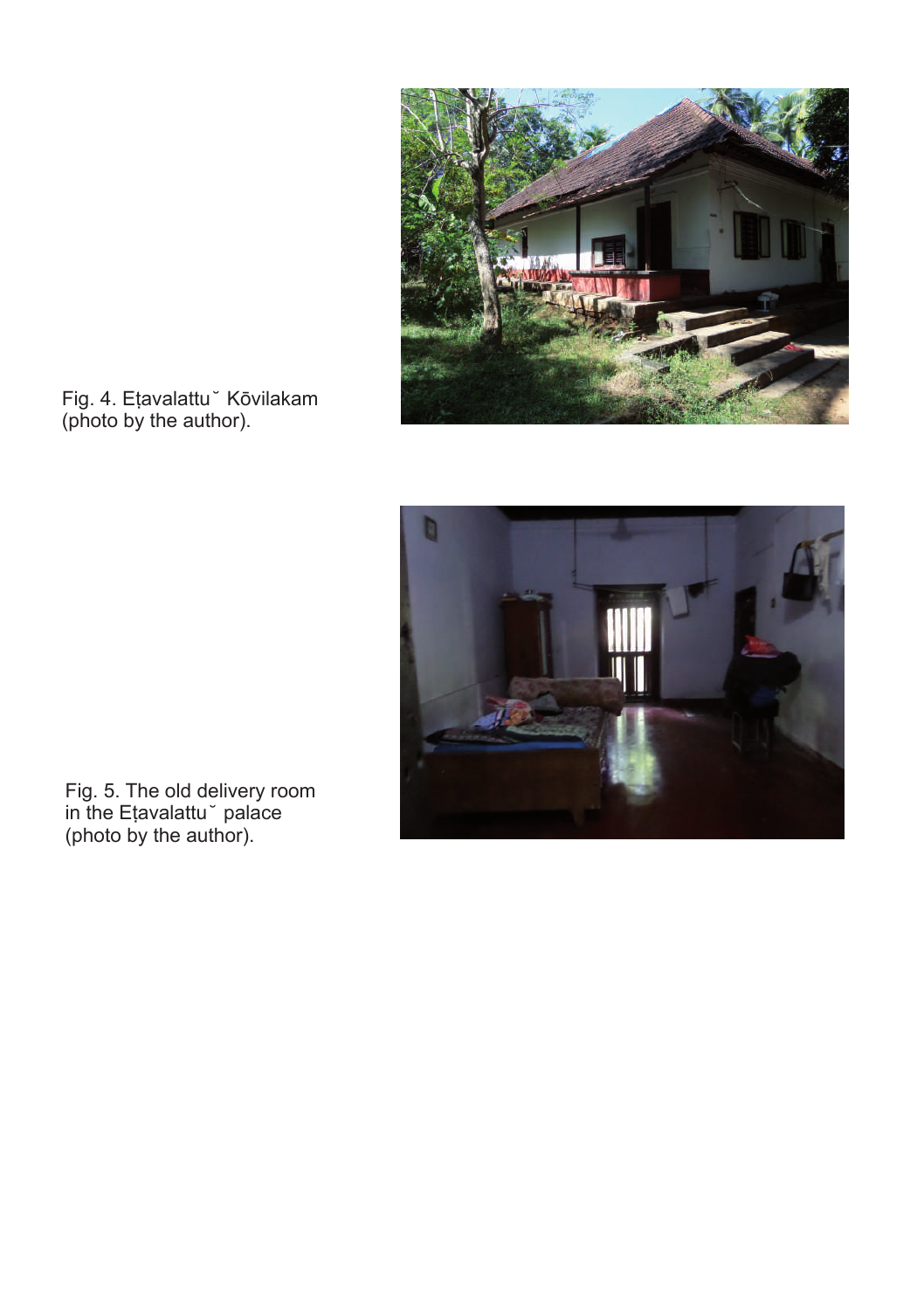Fig. 4. Eṭavalattu˘ Kōvilakam (photo by the author).

Fig. 5. The old delivery room in the Eṭavalattu˘ palace (photo by the author).